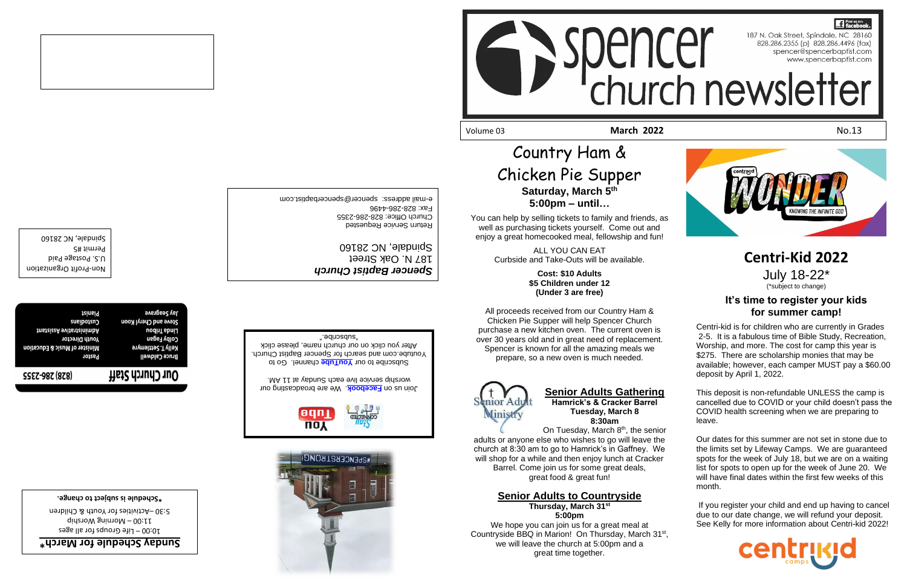# spencer church newsletter

187 N. Oak Street, Spindale, NC 28160
828.286.2355 (p) 828.286.4496 (fax)
spencer@spencerbaptist.com
www.spencerbaptist.com

Volume 03 | **March 2022** | No.13

## Country Ham & Chicken Pie Supper

**Saturday, March 5th**
**5:00pm – until…**

You can help by selling tickets to family and friends, as well as purchasing tickets yourself. Come out and enjoy a great homecooked meal, fellowship and fun!

ALL YOU CAN EAT
Curbside and Take-Outs will be available.

**Cost: $10 Adults**
**$5 Children under 12**
**(Under 3 are free)**

All proceeds received from our Country Ham & Chicken Pie Supper will help Spencer Church purchase a new kitchen oven. The current oven is over 30 years old and in great need of replacement. Spencer is known for all the amazing meals we prepare, so a new oven is much needed.

### Senior Adults Gathering

**Hamrick's & Cracker Barrel**
**Tuesday, March 8**
**8:30am**

On Tuesday, March 8th, the senior adults or anyone else who wishes to go will leave the church at 8:30 am to go to Hamrick's in Gaffney. We will shop for a while and then enjoy lunch at Cracker Barrel. Come join us for some great deals, great food & great fun!

### Senior Adults to Countryside

**Thursday, March 31st**
**5:00pm**

We hope you can join us for a great meal at Countryside BBQ in Marion! On Thursday, March 31st, we will leave the church at 5:00pm and a great time together.

## Centri-Kid 2022

July 18-22*
(*subject to change)

### It's time to register your kids for summer camp!

Centri-kid is for children who are currently in Grades 2-5. It is a fabulous time of Bible Study, Recreation, Worship, and more. The cost for camp this year is $275. There are scholarship monies that may be available; however, each camper MUST pay a $60.00 deposit by April 1, 2022.

This deposit is non-refundable UNLESS the camp is cancelled due to COVID or your child doesn't pass the COVID health screening when we are preparing to leave.

Our dates for this summer are not set in stone due to the limits set by Lifeway Camps. We are guaranteed spots for the week of July 18, but we are on a waiting list for spots to open up for the week of June 20. We will have final dates within the first few weeks of this month.

If you register your child and end up having to cancel due to our date change, we will refund your deposit. See Kelly for more information about Centri-kid 2022!

---

*Spencer Baptist Church*
187 N. Oak Street
Spindale, NC 28160
Return Service Requested
Church Office: 828-286-2355
Fax: 828-286-4496
e-mail address: spencer@spencerbaptist.com

Non-Profit Organization
U.S. Postage Paid
Permit #5
Spindale, NC 28160

Join us on **Facebook**. We are broadcasting our worship service live each Sunday at 11 AM.

Subscribe to our **YouTube** channel. Go to Youtube.com and search for Spencer Baptist Church. After you click on our church name, please click "subscribe."

## Our Church Staff (828) 286-2355

| | |
|---|---|
| Bruce Caldwell | Pastor |
| Kelly T. Settlemyre | Minister of Music & Education |
| Colby Fagan | Youth Director |
| Linda Trabon | Administrative Assistant |
| Steve and Cheryl Koon | Custodians |
| Jay Seagraves | Pianist |

## Sunday Schedule for March*

10:00 – Life Groups for all ages
11:00 – Morning Worship
5:30 – Activities for Youth & Children

***Schedule is subject to change.**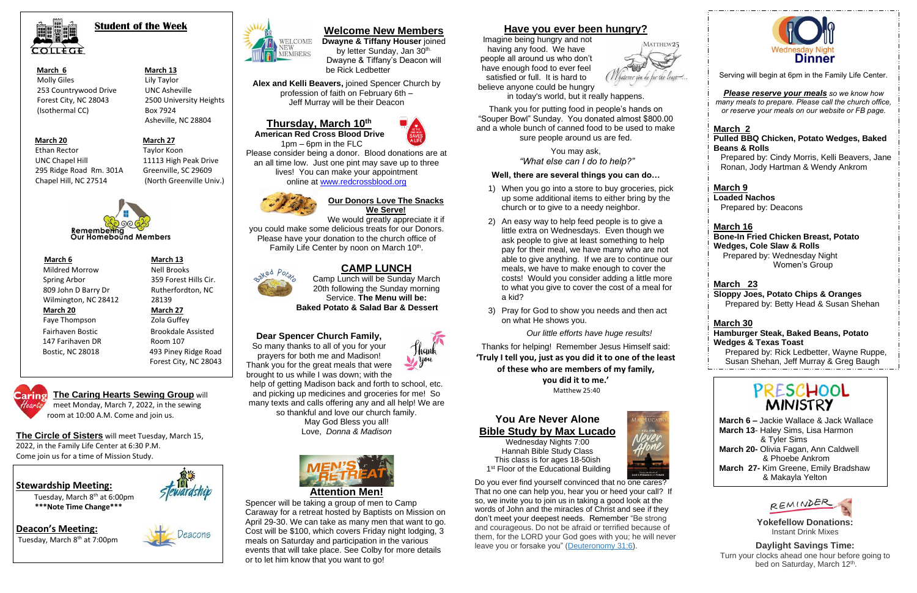## Student of the Week

**March 6**
Molly Giles
253 Countrywood Drive
Forest City, NC 28043
(Isothermal CC)

**March 13**
Lily Taylor
UNC Asheville
2500 University Heights
Box 7924
Asheville, NC 28804

**March 20**
Ethan Rector
UNC Chapel Hill
295 Ridge Road Rm. 301A
Chapel Hill, NC 27514

**March 27**
Taylor Koon
11113 High Peak Drive
Greenville, SC 29609
(North Greenville Univ.)

## Remembering Our Homebound Members

**March 6**
Mildred Morrow
Spring Arbor
809 John D Barry Dr
Wilmington, NC 28412

**March 13**
Nell Brooks
359 Forest Hills Cir.
Rutherfordton, NC
28139

**March 20**
Faye Thompson
Fairhaven Bostic
147 Farihaven DR
Bostic, NC 28018

**March 27**
Zola Guffey
Brookdale Assisted
Room 107
493 Piney Ridge Road
Forest City, NC 28043

**The Caring Hearts Sewing Group** will meet Monday, March 7, 2022, in the sewing room at 10:00 A.M. Come and join us.

**The Circle of Sisters** will meet Tuesday, March 15, 2022, in the Family Life Center at 6:30 P.M. Come join us for a time of Mission Study.

**Stewardship Meeting:**
Tuesday, March 8th at 6:00pm
***Note Time Change***

**Deacon's Meeting:**
Tuesday, March 8th at 7:00pm

## Welcome New Members

**Dwayne & Tiffany Houser** joined by letter Sunday, Jan 30th. Dwayne & Tiffany's Deacon will be Rick Ledbetter

**Alex and Kelli Beavers,** joined Spencer Church by profession of faith on February 6th – Jeff Murray will be their Deacon

## Thursday, March 10th

**American Red Cross Blood Drive**
1pm – 6pm in the FLC

Please consider being a donor. Blood donations are at an all time low. Just one pint may save up to three lives! You can make your appointment online at www.redcrossblood.org

### Our Donors Love The Snacks We Serve!

We would greatly appreciate it if you could make some delicious treats for our Donors. Please have your donation to the church office of Family Life Center by noon on March 10th.

## CAMP LUNCH

Camp Lunch will be Sunday March 20th following the Sunday morning Service. **The Menu will be: Baked Potato & Salad Bar & Dessert**

### Dear Spencer Church Family,

So many thanks to all of you for your prayers for both me and Madison! Thank you for the great meals that were brought to us while I was down; with the help of getting Madison back and forth to school, etc. and picking up medicines and groceries for me! So many texts and calls offering any and all help! We are so thankful and love our church family.
May God Bless you all!
Love, *Donna & Madison*

## Attention Men!

Spencer will be taking a group of men to Camp Caraway for a retreat hosted by Baptists on Mission on April 29-30. We can take as many men that want to go. Cost will be $100, which covers Friday night lodging, 3 meals on Saturday and participation in the various events that will take place. See Colby for more details or to let him know that you want to go!

## Have you ever been hungry?

Imagine being hungry and not having any food. We have people all around us who don't have enough food to ever feel satisfied or full. It is hard to believe anyone could be hungry in today's world, but it really happens.

Thank you for putting food in people's hands on "Souper Bowl" Sunday. You donated almost $800.00 and a whole bunch of canned food to be used to make sure people around us are fed.

You may ask,
*"What else can I do to help?"*

**Well, there are several things you can do…**

1) When you go into a store to buy groceries, pick up some additional items to either bring by the church or to give to a needy neighbor.
2) An easy way to help feed people is to give a little extra on Wednesdays. Even though we ask people to give at least something to help pay for their meal, we have many who are not able to give anything. If we are to continue our meals, we have to make enough to cover the costs! Would you consider adding a little more to what you give to cover the cost of a meal for a kid?
3) Pray for God to show you needs and then act on what He shows you.

*Our little efforts have huge results!*

Thanks for helping! Remember Jesus Himself said:
**'Truly I tell you, just as you did it to one of the least of these who are members of my family, you did it to me.'**
Matthew 25:40

## You Are Never Alone Bible Study by Max Lucado

Wednesday Nights 7:00
Hannah Bible Study Class
This class is for ages 18-50ish
1st Floor of the Educational Building

Do you ever find yourself convinced that no one cares? That no one can help you, hear you or heed your call? If so, we invite you to join us in taking a good look at the words of John and the miracles of Christ and see if they don't meet your deepest needs. Remember "Be strong and courageous. Do not be afraid or terrified because of them, for the LORD your God goes with you; he will never leave you or forsake you" (Deuteronomy 31:6).

## Wednesday Night Dinner

Serving will begin at 6pm in the Family Life Center.

***Please reserve your meals*** *so we know how many meals to prepare. Please call the church office, or reserve your meals on our website or FB page.*

**March 2**
**Pulled BBQ Chicken, Potato Wedges, Baked Beans & Rolls**
Prepared by: Cindy Morris, Kelli Beavers, Jane Ronan, Jody Hartman & Wendy Ankrom

**March 9**
**Loaded Nachos**
Prepared by: Deacons

**March 16**
**Bone-In Fried Chicken Breast, Potato Wedges, Cole Slaw & Rolls**
Prepared by: Wednesday Night Women's Group

**March 23**
**Sloppy Joes, Potato Chips & Oranges**
Prepared by: Betty Head & Susan Shehan

**March 30**
**Hamburger Steak, Baked Beans, Potato Wedges & Texas Toast**
Prepared by: Rick Ledbetter, Wayne Ruppe, Susan Shehan, Jeff Murray & Greg Baugh

## PRESCHOOL MINISTRY

**March 6 –** Jackie Wallace & Jack Wallace
**March 13**- Haley Sims, Lisa Harmon & Tyler Sims
**March 20-** Olivia Fagan, Ann Caldwell & Phoebe Ankrom
**March 27-** Kim Greene, Emily Bradshaw & Makayla Yelton

REMINDER

**Yokefellow Donations:**
Instant Drink Mixes

**Daylight Savings Time:**
Turn your clocks ahead one hour before going to bed on Saturday, March 12th.